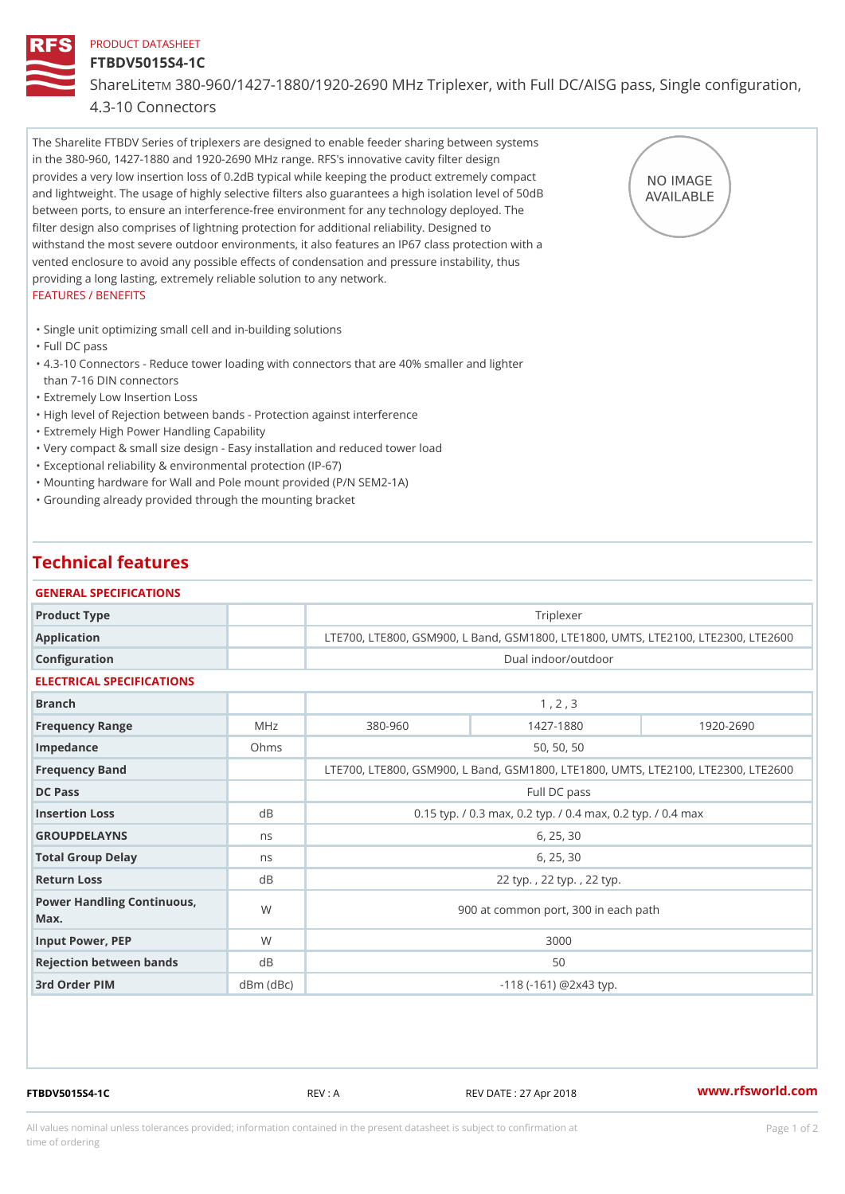PRODUCT DATASHEET

# FTBDV5015S4-1C

ShareLiteTM 380-960/1427-1880/1920-2690 MHz Triplexer, with Full DC/AISG pass, Single configuration, 4.3-10 Connectors

The Sharelite FTBDV Series of triplexers are designed to enable feeder sharing between systems in the 380-960, 1427-1880 and 1920-2690 MHz range. RFS's innovative cavity filter design provides a very low insertion loss of 0.2dB typical while keeping the product extremely compact and lightweight. The usage of highly selective filters also guarantees a high isolation level of 50dB between ports, to ensure an interference-free environment for any technology deployed. The filter design also comprises of lightning protection for additional reliability. Designed to withstand the most severe outdoor environments, it also features an IP67 class protection with a vented enclosure to avoid any possible effects of condensation and pressure instability, thus providing a long lasting, extremely reliable solution to any network.

NO IMAGE AVAILABLE

FEATURES / BENEFITS

- Single unit optimizing small cell and in-building solutions
- Full DC pass
- 4.3-10 Connectors - Reduce tower loading with connectors that are 40% smaller and lighter than 7-16 DIN connectors
- Extremely Low Insertion Loss
- High level of Rejection between bands - Protection against interference
- Extremely High Power Handling Capability
- Very compact & small size design - Easy installation and reduced tower load
- Exceptional reliability & environmental protection (IP-67)
- Mounting hardware for Wall and Pole mount provided (P/N SEM2-1A)
- Grounding already provided through the mounting bracket

## Technical features

### GENERAL SPECIFICATIONS

| Product Type | | Triplexer |
|---|---|---|
| Application | | LTE700, LTE800, GSM900, L Band, GSM1800, LTE1800, UMTS, LTE2100, LTE2300, LTE2600 |
| Configuration | | Dual indoor/outdoor |

### ELECTRICAL SPECIFICATIONS

| Branch | | 1 , 2 , 3 | | |
|---|---|---|---|---|
| Frequency Range | MHz | 380-960 | 1427-1880 | 1920-2690 |
| Impedance | Ohms | 50, 50, 50 | | |
| Frequency Band | | LTE700, LTE800, GSM900, L Band, GSM1800, LTE1800, UMTS, LTE2100, LTE2300, LTE2600 | | |
| DC Pass | | Full DC pass | | |
| Insertion Loss | dB | 0.15 typ. / 0.3 max, 0.2 typ. / 0.4 max, 0.2 typ. / 0.4 max | | |
| GROUPDELAYNS | ns | 6, 25, 30 | | |
| Total Group Delay | ns | 6, 25, 30 | | |
| Return Loss | dB | 22 typ. , 22 typ. , 22 typ. | | |
| Power Handling Continuous, Max. | W | 900 at common port, 300 in each path | | |
| Input Power, PEP | W | 3000 | | |
| Rejection between bands | dB | 50 | | |
| 3rd Order PIM | dBm (dBc) | -118 (-161) @2x43 typ. | | |

FTBDV5015S4-1C REV : A REV DATE : 27 Apr 2018 www.rfsworld.com

All values nominal unless tolerances provided; information contained in the present datasheet is subject to confirmation at time of ordering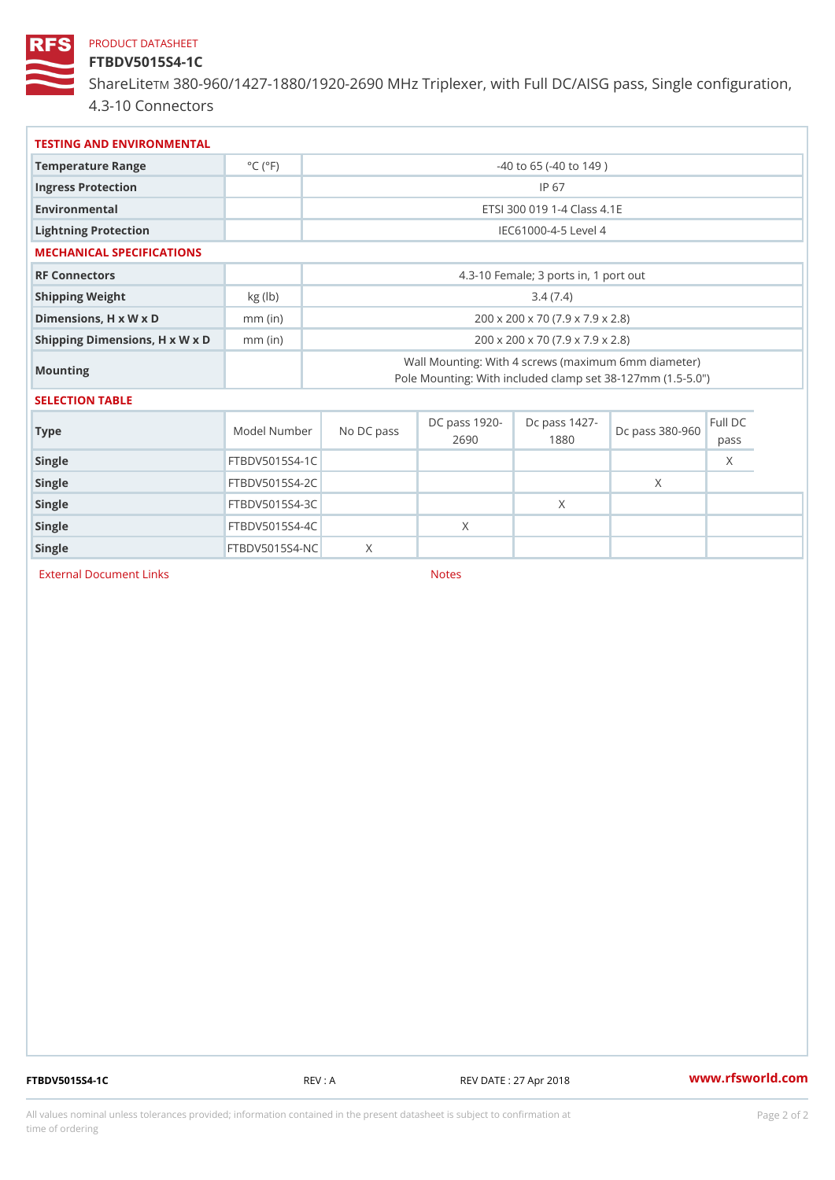PRODUCT DATASHEET

# FTBDV5015S4-1C

ShareLite™ 380-960/1427-1880/1920-2690 MHz Triplexer, with Full DC/AISG pass, Single configuration, 4.3-10 Connectors

## TESTING AND ENVIRONMENTAL

| | | |
|---|---|---|
| Temperature Range | °C (°F) | -40 to 65 (-40 to 149 ) |
| Ingress Protection | | IP 67 |
| Environmental | | ETSI 300 019 1-4 Class 4.1E |
| Lightning Protection | | IEC61000-4-5 Level 4 |

## MECHANICAL SPECIFICATIONS

| | | |
|---|---|---|
| RF Connectors | | 4.3-10 Female; 3 ports in, 1 port out |
| Shipping Weight | kg (lb) | 3.4 (7.4) |
| Dimensions, H x W x D | mm (in) | 200 x 200 x 70 (7.9 x 7.9 x 2.8) |
| Shipping Dimensions, H x W x D | mm (in) | 200 x 200 x 70 (7.9 x 7.9 x 2.8) |
| Mounting | | Wall Mounting: With 4 screws (maximum 6mm diameter)<br>Pole Mounting: With included clamp set 38-127mm (1.5-5.0") |

## SELECTION TABLE

| Type | Model Number | No DC pass | DC pass 1920-2690 | Dc pass 1427-1880 | Dc pass 380-960 | Full DC pass |
|---|---|---|---|---|---|---|
| Single | FTBDV5015S4-1C | | | | | X |
| Single | FTBDV5015S4-2C | | | | X | |
| Single | FTBDV5015S4-3C | | | X | | |
| Single | FTBDV5015S4-4C | | X | | | |
| Single | FTBDV5015S4-NC | X | | | | |

External Document Links

Notes

FTBDV5015S4-1C REV : A REV DATE : 27 Apr 2018 www.rfsworld.com

All values nominal unless tolerances provided; information contained in the present datasheet is subject to confirmation at time of ordering